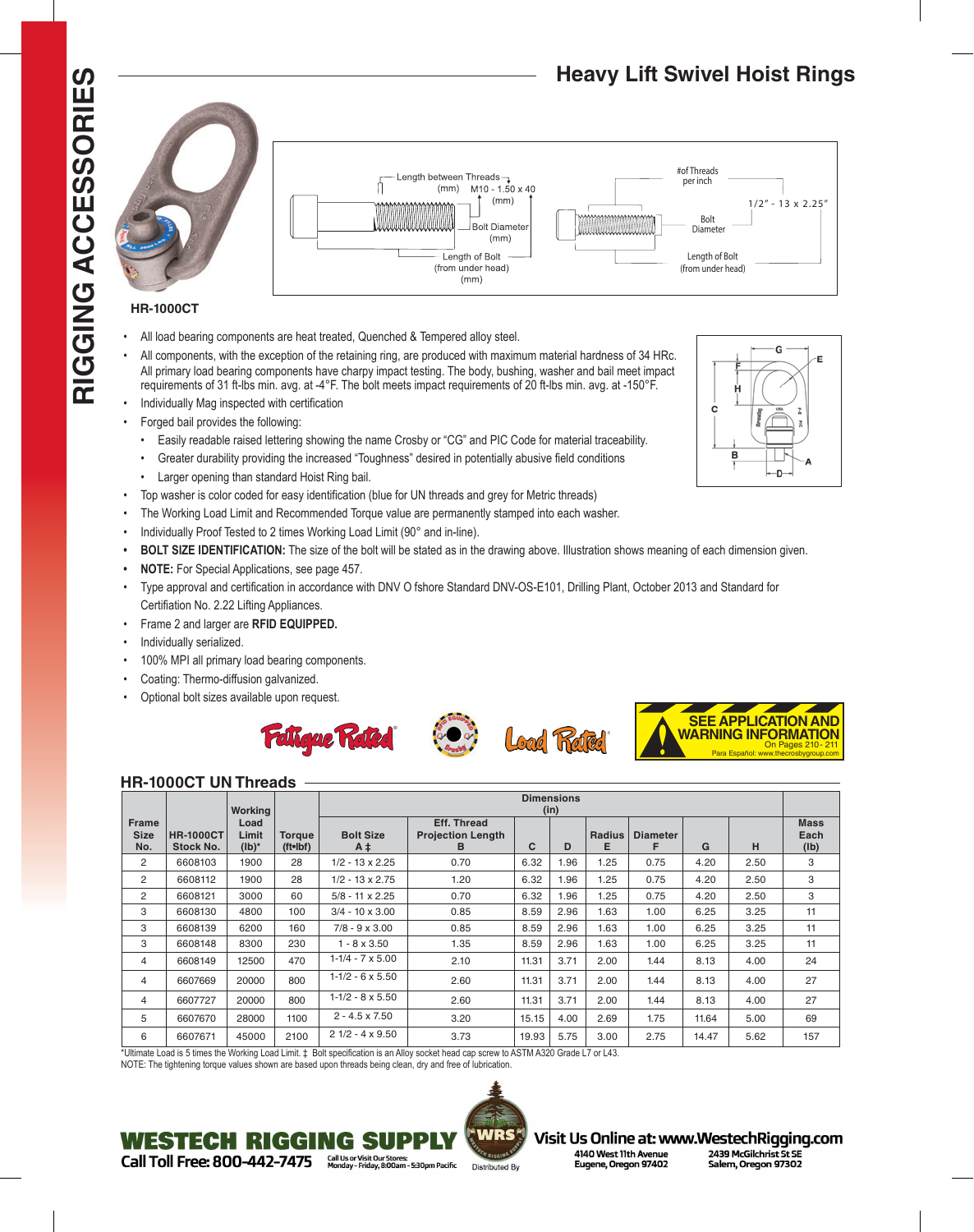# Heavy Lift Swivel Hoist Rings

RIGGING ACCESSORIES

Length between Threads (mm) M10 - 1.50 x 40 (mm)

Bolt Diameter (mm)

Length of Bolt (from under head) (mm)

#of Threads per inch

1/2" - 13 x 2.25"

Bolt Diameter

Length of Bolt (from under head)

**HR-1000CT**

- All load bearing components are heat treated, Quenched & Tempered alloy steel.
- All components, with the exception of the retaining ring, are produced with maximum material hardness of 34 HRc. All primary load bearing components have charpy impact testing. The body, bushing, washer and bail meet impact requirements of 31 ft-lbs min. avg. at -4°F. The bolt meets impact requirements of 20 ft-lbs min. avg. at -150°F.
- Individually Mag inspected with certification
- Forged bail provides the following:
  - Easily readable raised lettering showing the name Crosby or "CG" and PIC Code for material traceability.
  - Greater durability providing the increased "Toughness" desired in potentially abusive field conditions
  - Larger opening than standard Hoist Ring bail.
- Top washer is color coded for easy identification (blue for UN threads and grey for Metric threads)
- The Working Load Limit and Recommended Torque value are permanently stamped into each washer.
- Individually Proof Tested to 2 times Working Load Limit (90° and in-line).
- **BOLT SIZE IDENTIFICATION:** The size of the bolt will be stated as in the drawing above. Illustration shows meaning of each dimension given.
- **NOTE:** For Special Applications, see page 457.
- Type approval and certification in accordance with DNV O fshore Standard DNV-OS-E101, Drilling Plant, October 2013 and Standard for Certifiation No. 2.22 Lifting Appliances.
- Frame 2 and larger are **RFID EQUIPPED.**
- Individually serialized.
- 100% MPI all primary load bearing components.
- Coating: Thermo-diffusion galvanized.
- Optional bolt sizes available upon request.

Fatigue Rated® Load Rated®

**SEE APPLICATION AND WARNING INFORMATION** On Pages 210 - 211
Para Español: www.thecrosbygroup.com

## HR-1000CT UN Threads

| Frame Size No. | HR-1000CT Stock No. | Working Load Limit (lb)* | Torque (ft•lbf) | Dimensions (in) Bolt Size A ‡ | Eff. Thread Projection Length B | C | D | Radius E | Diameter F | G | H | Mass Each (lb) |
|---|---|---|---|---|---|---|---|---|---|---|---|---|
| 2 | 6608103 | 1900 | 28 | 1/2 - 13 x 2.25 | 0.70 | 6.32 | 1.96 | 1.25 | 0.75 | 4.20 | 2.50 | 3 |
| 2 | 6608112 | 1900 | 28 | 1/2 - 13 x 2.75 | 1.20 | 6.32 | 1.96 | 1.25 | 0.75 | 4.20 | 2.50 | 3 |
| 2 | 6608121 | 3000 | 60 | 5/8 - 11 x 2.25 | 0.70 | 6.32 | 1.96 | 1.25 | 0.75 | 4.20 | 2.50 | 3 |
| 3 | 6608130 | 4800 | 100 | 3/4 - 10 x 3.00 | 0.85 | 8.59 | 2.96 | 1.63 | 1.00 | 6.25 | 3.25 | 11 |
| 3 | 6608139 | 6200 | 160 | 7/8 - 9 x 3.00 | 0.85 | 8.59 | 2.96 | 1.63 | 1.00 | 6.25 | 3.25 | 11 |
| 3 | 6608148 | 8300 | 230 | 1 - 8 x 3.50 | 1.35 | 8.59 | 2.96 | 1.63 | 1.00 | 6.25 | 3.25 | 11 |
| 4 | 6608149 | 12500 | 470 | 1-1/4 - 7 x 5.00 | 2.10 | 11.31 | 3.71 | 2.00 | 1.44 | 8.13 | 4.00 | 24 |
| 4 | 6607669 | 20000 | 800 | 1-1/2 - 6 x 5.50 | 2.60 | 11.31 | 3.71 | 2.00 | 1.44 | 8.13 | 4.00 | 27 |
| 4 | 6607727 | 20000 | 800 | 1-1/2 - 8 x 5.50 | 2.60 | 11.31 | 3.71 | 2.00 | 1.44 | 8.13 | 4.00 | 27 |
| 5 | 6607670 | 28000 | 1100 | 2 - 4.5 x 7.50 | 3.20 | 15.15 | 4.00 | 2.69 | 1.75 | 11.64 | 5.00 | 69 |
| 6 | 6607671 | 45000 | 2100 | 2 1/2 - 4 x 9.50 | 3.73 | 19.93 | 5.75 | 3.00 | 2.75 | 14.47 | 5.62 | 157 |

*Ultimate Load is 5 times the Working Load Limit. ‡ Bolt specification is an Alloy socket head cap screw to ASTM A320 Grade L7 or L43.
NOTE: The tightening torque values shown are based upon threads being clean, dry and free of lubrication.

**WESTECH RIGGING SUPPLY**
Call Toll Free: 800-442-7475
Call Us or Visit Our Stores: Monday - Friday, 8:00am - 5:30pm Pacific
Distributed By
Visit Us Online at: www.WestechRigging.com
4140 West 11th Avenue, Eugene, Oregon 97402
2439 McGilchrist St SE, Salem, Oregon 97302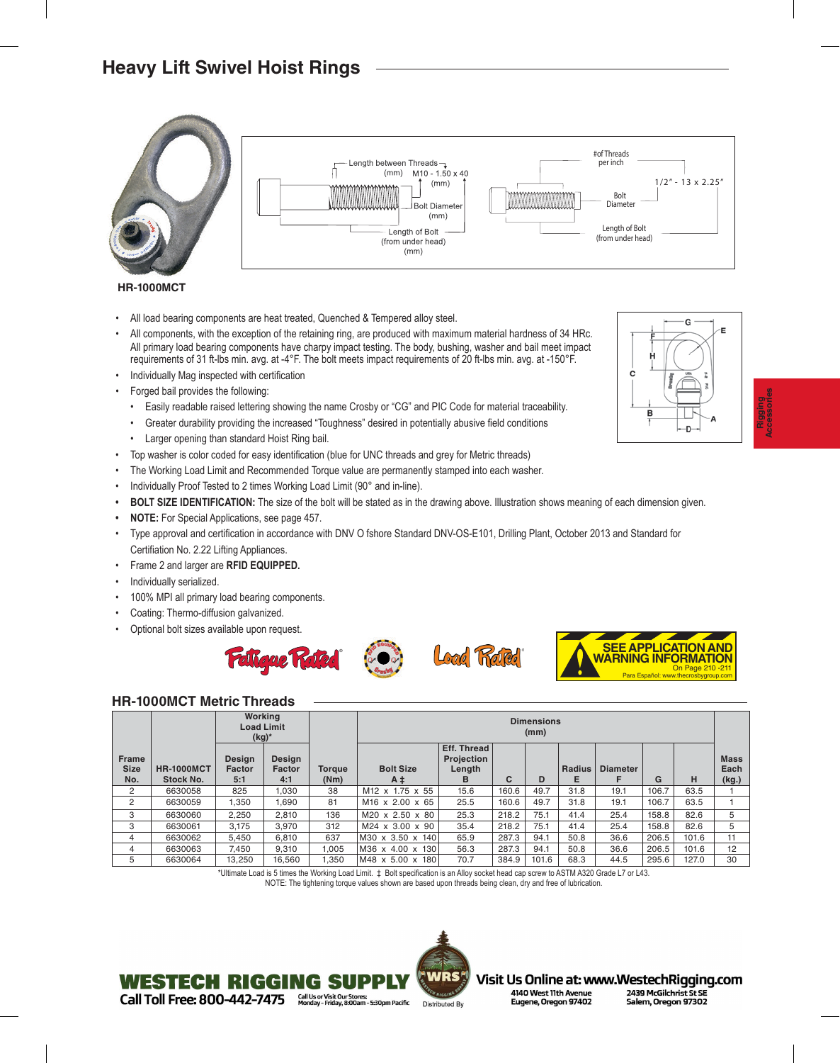# Heavy Lift Swivel Hoist Rings

Length between Threads (mm) M10 - 1.50 x 40 (mm)

Bolt Diameter (mm)

Length of Bolt (from under head) (mm)

#of Threads per inch

1/2" - 13 x 2.25"

Bolt Diameter

Length of Bolt (from under head)

**HR-1000MCT**

- All load bearing components are heat treated, Quenched & Tempered alloy steel.
- All components, with the exception of the retaining ring, are produced with maximum material hardness of 34 HRc. All primary load bearing components have charpy impact testing. The body, bushing, washer and bail meet impact requirements of 31 ft-lbs min. avg. at -4°F. The bolt meets impact requirements of 20 ft-lbs min. avg. at -150°F.
- Individually Mag inspected with certification
- Forged bail provides the following:
  - Easily readable raised lettering showing the name Crosby or "CG" and PIC Code for material traceability.
  - Greater durability providing the increased "Toughness" desired in potentially abusive field conditions
  - Larger opening than standard Hoist Ring bail.
- Top washer is color coded for easy identification (blue for UNC threads and grey for Metric threads)
- The Working Load Limit and Recommended Torque value are permanently stamped into each washer.
- Individually Proof Tested to 2 times Working Load Limit (90° and in-line).
- **BOLT SIZE IDENTIFICATION:** The size of the bolt will be stated as in the drawing above. Illustration shows meaning of each dimension given.
- **NOTE:** For Special Applications, see page 457.
- Type approval and certification in accordance with DNV O fshore Standard DNV-OS-E101, Drilling Plant, October 2013 and Standard for Certifiation No. 2.22 Lifting Appliances.
- Frame 2 and larger are **RFID EQUIPPED.**
- Individually serialized.
- 100% MPI all primary load bearing components.
- Coating: Thermo-diffusion galvanized.
- Optional bolt sizes available upon request.

Fatigue Rated® Load Rated®

SEE APPLICATION AND WARNING INFORMATION On Page 210 -211 Para Español: www.thecrosbygroup.com

## HR-1000MCT Metric Threads

| Frame Size No. | HR-1000MCT Stock No. | Working Load Limit (kg)* Design Factor 5:1 | Working Load Limit (kg)* Design Factor 4:1 | Torque (Nm) | Bolt Size A ‡ | Eff. Thread Projection Length B (mm) | C (mm) | D (mm) | Radius E (mm) | Diameter F (mm) | G (mm) | H (mm) | Mass Each (kg.) |
|---|---|---|---|---|---|---|---|---|---|---|---|---|---|
| 2 | 6630058 | 825 | 1,030 | 38 | M12 x 1.75 x 55 | 15.6 | 160.6 | 49.7 | 31.8 | 19.1 | 106.7 | 63.5 | 1 |
| 2 | 6630059 | 1,350 | 1,690 | 81 | M16 x 2.00 x 65 | 25.5 | 160.6 | 49.7 | 31.8 | 19.1 | 106.7 | 63.5 | 1 |
| 3 | 6630060 | 2,250 | 2,810 | 136 | M20 x 2.50 x 80 | 25.3 | 218.2 | 75.1 | 41.4 | 25.4 | 158.8 | 82.6 | 5 |
| 3 | 6630061 | 3,175 | 3,970 | 312 | M24 x 3.00 x 90 | 35.4 | 218.2 | 75.1 | 41.4 | 25.4 | 158.8 | 82.6 | 5 |
| 4 | 6630062 | 5,450 | 6,810 | 637 | M30 x 3.50 x 140 | 65.9 | 287.3 | 94.1 | 50.8 | 36.6 | 206.5 | 101.6 | 11 |
| 4 | 6630063 | 7,450 | 9,310 | 1,005 | M36 x 4.00 x 130 | 56.3 | 287.3 | 94.1 | 50.8 | 36.6 | 206.5 | 101.6 | 12 |
| 5 | 6630064 | 13,250 | 16,560 | 1,350 | M48 x 5.00 x 180 | 70.7 | 384.9 | 101.6 | 68.3 | 44.5 | 295.6 | 127.0 | 30 |

*Ultimate Load is 5 times the Working Load Limit. ‡ Bolt specification is an Alloy socket head cap screw to ASTM A320 Grade L7 or L43.
NOTE: The tightening torque values shown are based upon threads being clean, dry and free of lubrication.

**WESTECH RIGGING SUPPLY** Call Toll Free: 800-442-7475 Call Us or Visit Our Stores: Monday - Friday, 8:00am - 5:30pm Pacific

Distributed By

Visit Us Online at: www.WestechRigging.com
4140 West 11th Avenue Eugene, Oregon 97402
2439 McGilchrist St SE Salem, Oregon 97302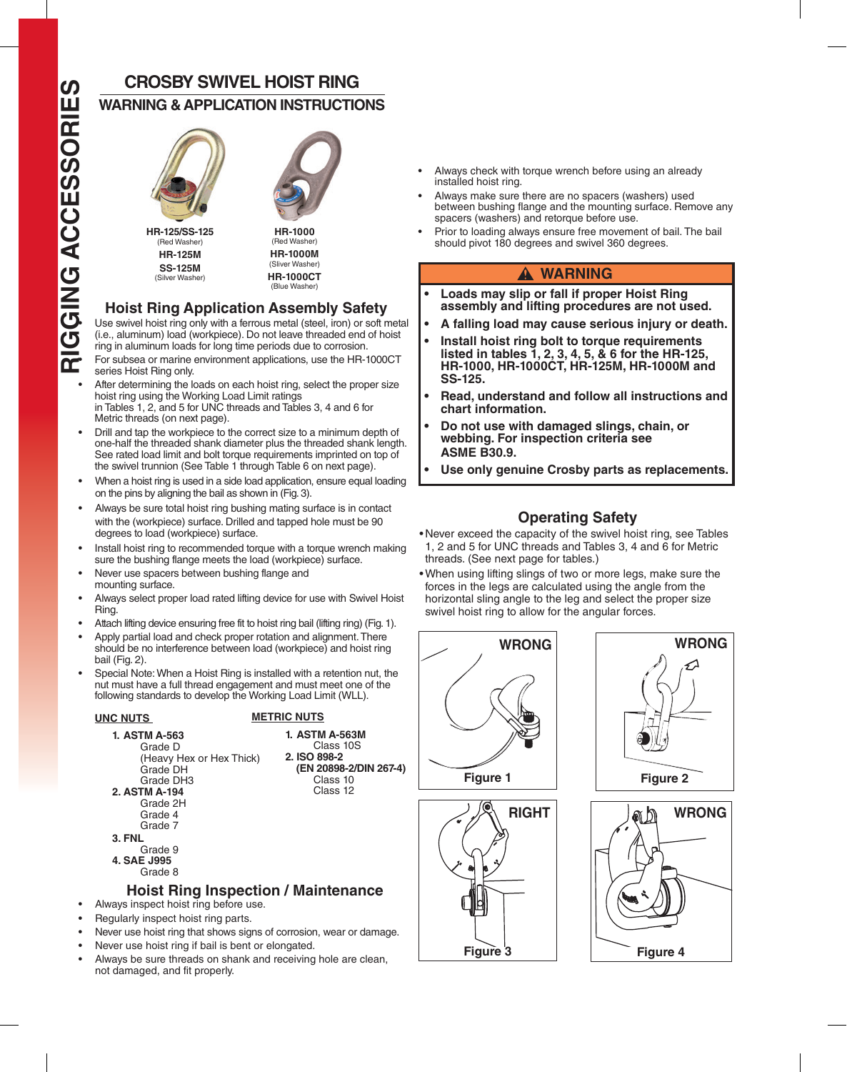# CROSBY SWIVEL HOIST RING

## WARNING & APPLICATION INSTRUCTIONS

**HR-125/SS-125**
(Red Washer)
**HR-125M**
**SS-125M**
(Silver Washer)

**HR-1000**
(Red Washer)
**HR-1000M**
(Sliver Washer)
**HR-1000CT**
(Blue Washer)

### Hoist Ring Application Assembly Safety

Use swivel hoist ring only with a ferrous metal (steel, iron) or soft metal (i.e., aluminum) load (workpiece). Do not leave threaded end of hoist ring in aluminum loads for long time periods due to corrosion.

For subsea or marine environment applications, use the HR-1000CT series Hoist Ring only.

- After determining the loads on each hoist ring, select the proper size hoist ring using the Working Load Limit ratings in Tables 1, 2, and 5 for UNC threads and Tables 3, 4 and 6 for Metric threads (on next page).
- Drill and tap the workpiece to the correct size to a minimum depth of one-half the threaded shank diameter plus the threaded shank length. See rated load limit and bolt torque requirements imprinted on top of the swivel trunnion (See Table 1 through Table 6 on next page).
- When a hoist ring is used in a side load application, ensure equal loading on the pins by aligning the bail as shown in (Fig. 3).
- Always be sure total hoist ring bushing mating surface is in contact with the (workpiece) surface. Drilled and tapped hole must be 90 degrees to load (workpiece) surface.
- Install hoist ring to recommended torque with a torque wrench making sure the bushing flange meets the load (workpiece) surface.
- Never use spacers between bushing flange and mounting surface.
- Always select proper load rated lifting device for use with Swivel Hoist Ring.
- Attach lifting device ensuring free fit to hoist ring bail (lifting ring) (Fig. 1).
- Apply partial load and check proper rotation and alignment. There should be no interference between load (workpiece) and hoist ring bail (Fig. 2).
- Special Note: When a Hoist Ring is installed with a retention nut, the nut must have a full thread engagement and must meet one of the following standards to develop the Working Load Limit (WLL).

**UNC NUTS**

1. **ASTM A-563**
   Grade D
   (Heavy Hex or Hex Thick)
   Grade DH
   Grade DH3
2. **ASTM A-194**
   Grade 2H
   Grade 4
   Grade 7
3. **FNL**
   Grade 9
4. **SAE J995**
   Grade 8

**METRIC NUTS**

1. **ASTM A-563M**
   Class 10S
2. **ISO 898-2**
   **(EN 20898-2/DIN 267-4)**
   Class 10
   Class 12

### Hoist Ring Inspection / Maintenance

- Always inspect hoist ring before use.
- Regularly inspect hoist ring parts.
- Never use hoist ring that shows signs of corrosion, wear or damage.
- Never use hoist ring if bail is bent or elongated.
- Always be sure threads on shank and receiving hole are clean, not damaged, and fit properly.
- Always check with torque wrench before using an already installed hoist ring.
- Always make sure there are no spacers (washers) used between bushing flange and the mounting surface. Remove any spacers (washers) and retorque before use.
- Prior to loading always ensure free movement of bail. The bail should pivot 180 degrees and swivel 360 degrees.

### ⚠ WARNING

- **Loads may slip or fall if proper Hoist Ring assembly and lifting procedures are not used.**
- **A falling load may cause serious injury or death.**
- **Install hoist ring bolt to torque requirements listed in tables 1, 2, 3, 4, 5, & 6 for the HR-125, HR-1000, HR-1000CT, HR-125M, HR-1000M and SS-125.**
- **Read, understand and follow all instructions and chart information.**
- **Do not use with damaged slings, chain, or webbing. For inspection criteria see ASME B30.9.**
- **Use only genuine Crosby parts as replacements.**

### Operating Safety

- Never exceed the capacity of the swivel hoist ring, see Tables 1, 2 and 5 for UNC threads and Tables 3, 4 and 6 for Metric threads. (See next page for tables.)
- When using lifting slings of two or more legs, make sure the forces in the legs are calculated using the angle from the horizontal sling angle to the leg and select the proper size swivel hoist ring to allow for the angular forces.

WRONG
Figure 1

WRONG
Figure 2

RIGHT
Figure 3

WRONG
Figure 4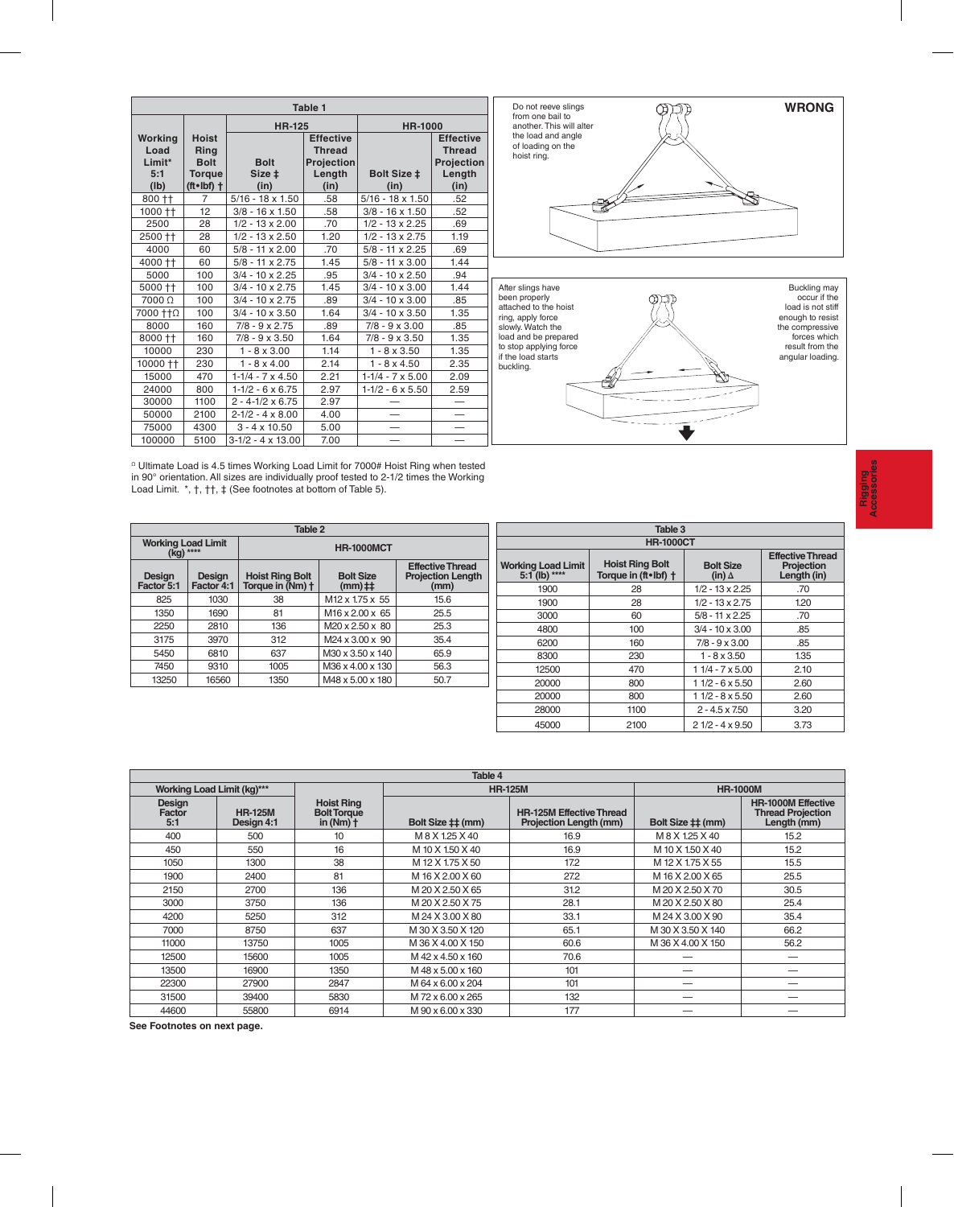| Table 1 | | | | | | |
|---|---|---|---|---|---|---|
| | | **HR-125** | | **HR-1000** | | |
| **Working Load Limit* 5:1 (lb)** | **Hoist Ring Bolt Torque (ft•lbf) †** | **Bolt Size ‡ (in)** | **Effective Thread Projection Length (in)** | **Bolt Size ‡ (in)** | **Effective Thread Projection Length (in)** |
| 800 †† | 7 | 5/16 - 18 x 1.50 | .58 | 5/16 - 18 x 1.50 | .52 |
| 1000 †† | 12 | 3/8 - 16 x 1.50 | .58 | 3/8 - 16 x 1.50 | .52 |
| 2500 | 28 | 1/2 - 13 x 2.00 | .70 | 1/2 - 13 x 2.25 | .69 |
| 2500 †† | 28 | 1/2 - 13 x 2.50 | 1.20 | 1/2 - 13 x 2.75 | 1.19 |
| 4000 | 60 | 5/8 - 11 x 2.00 | .70 | 5/8 - 11 x 2.25 | .69 |
| 4000 †† | 60 | 5/8 - 11 x 2.75 | 1.45 | 5/8 - 11 x 3.00 | 1.44 |
| 5000 | 100 | 3/4 - 10 x 2.25 | .95 | 3/4 - 10 x 2.50 | .94 |
| 5000 †† | 100 | 3/4 - 10 x 2.75 | 1.45 | 3/4 - 10 x 3.00 | 1.44 |
| 7000 Ω | 100 | 3/4 - 10 x 2.75 | .89 | 3/4 - 10 x 3.00 | .85 |
| 7000 ††Ω | 100 | 3/4 - 10 x 3.50 | 1.64 | 3/4 - 10 x 3.50 | 1.35 |
| 8000 | 160 | 7/8 - 9 x 2.75 | .89 | 7/8 - 9 x 3.00 | .85 |
| 8000 †† | 160 | 7/8 - 9 x 3.50 | 1.64 | 7/8 - 9 x 3.50 | 1.35 |
| 10000 | 230 | 1 - 8 x 3.00 | 1.14 | 1 - 8 x 3.50 | 1.35 |
| 10000 †† | 230 | 1 - 8 x 4.00 | 2.14 | 1 - 8 x 4.50 | 2.35 |
| 15000 | 470 | 1-1/4 - 7 x 4.50 | 2.21 | 1-1/4 - 7 x 5.00 | 2.09 |
| 24000 | 800 | 1-1/2 - 6 x 6.75 | 2.97 | 1-1/2 - 6 x 5.50 | 2.59 |
| 30000 | 1100 | 2 - 4-1/2 x 6.75 | 2.97 | — | — |
| 50000 | 2100 | 2-1/2 - 4 x 8.00 | 4.00 | — | — |
| 75000 | 4300 | 3 - 4 x 10.50 | 5.00 | — | — |
| 100000 | 5100 | 3-1/2 - 4 x 13.00 | 7.00 | — | — |

Ω Ultimate Load is 4.5 times Working Load Limit for 7000# Hoist Ring when tested in 90° orientation. All sizes are individually proof tested to 2-1/2 times the Working Load Limit. *, †, ††, ‡ (See footnotes at bottom of Table 5).

**WRONG**

Do not reeve slings from one bail to another. This will alter the load and angle of loading on the hoist ring.

After slings have been properly attached to the hoist ring, apply force slowly. Watch the load and be prepared to stop applying force if the load starts buckling.

Buckling may occur if the load is not stiff enough to resist the compressive forces which result from the angular loading.

| Table 2 | | | | |
|---|---|---|---|---|
| **Working Load Limit (kg) \*\*\*\*** | | **HR-1000MCT** | | |
| **Design Factor 5:1** | **Design Factor 4:1** | **Hoist Ring Bolt Torque in (Nm) †** | **Bolt Size (mm) ‡‡** | **Effective Thread Projection Length (mm)** |
| 825 | 1030 | 38 | M12 x 1.75 x 55 | 15.6 |
| 1350 | 1690 | 81 | M16 x 2.00 x 65 | 25.5 |
| 2250 | 2810 | 136 | M20 x 2.50 x 80 | 25.3 |
| 3175 | 3970 | 312 | M24 x 3.00 x 90 | 35.4 |
| 5450 | 6810 | 637 | M30 x 3.50 x 140 | 65.9 |
| 7450 | 9310 | 1005 | M36 x 4.00 x 130 | 56.3 |
| 13250 | 16560 | 1350 | M48 x 5.00 x 180 | 50.7 |

| Table 3 | | | |
|---|---|---|---|
| **HR-1000CT** | | | |
| **Working Load Limit 5:1 (lb) \*\*\*\*** | **Hoist Ring Bolt Torque in (ft•lbf) †** | **Bolt Size (in) Δ** | **Effective Thread Projection Length (in)** |
| 1900 | 28 | 1/2 - 13 x 2.25 | .70 |
| 1900 | 28 | 1/2 - 13 x 2.75 | 1.20 |
| 3000 | 60 | 5/8 - 11 x 2.25 | .70 |
| 4800 | 100 | 3/4 - 10 x 3.00 | .85 |
| 6200 | 160 | 7/8 - 9 x 3.00 | .85 |
| 8300 | 230 | 1 - 8 x 3.50 | 1.35 |
| 12500 | 470 | 1 1/4 - 7 x 5.00 | 2.10 |
| 20000 | 800 | 1 1/2 - 6 x 5.50 | 2.60 |
| 20000 | 800 | 1 1/2 - 8 x 5.50 | 2.60 |
| 28000 | 1100 | 2 - 4.5 x 7.50 | 3.20 |
| 45000 | 2100 | 2 1/2 - 4 x 9.50 | 3.73 |

| Table 4 | | | | | | |
|---|---|---|---|---|---|---|
| **Working Load Limit (kg)\*\*\*** | | | **HR-125M** | | **HR-1000M** | |
| **Design Factor 5:1** | **HR-125M Design 4:1** | **Hoist Ring Bolt Torque in (Nm) †** | **Bolt Size ‡‡ (mm)** | **HR-125M Effective Thread Projection Length (mm)** | **Bolt Size ‡‡ (mm)** | **HR-1000M Effective Thread Projection Length (mm)** |
| 400 | 500 | 10 | M 8 X 1.25 X 40 | 16.9 | M 8 X 1.25 X 40 | 15.2 |
| 450 | 550 | 16 | M 10 X 1.50 X 40 | 16.9 | M 10 X 1.50 X 40 | 15.2 |
| 1050 | 1300 | 38 | M 12 X 1.75 X 50 | 17.2 | M 12 X 1.75 X 55 | 15.5 |
| 1900 | 2400 | 81 | M 16 X 2.00 X 60 | 27.2 | M 16 X 2.00 X 65 | 25.5 |
| 2150 | 2700 | 136 | M 20 X 2.50 X 65 | 31.2 | M 20 X 2.50 X 70 | 30.5 |
| 3000 | 3750 | 136 | M 20 X 2.50 X 75 | 28.1 | M 20 X 2.50 X 80 | 25.4 |
| 4200 | 5250 | 312 | M 24 X 3.00 X 80 | 33.1 | M 24 X 3.00 X 90 | 35.4 |
| 7000 | 8750 | 637 | M 30 X 3.50 X 120 | 65.1 | M 30 X 3.50 X 140 | 66.2 |
| 11000 | 13750 | 1005 | M 36 X 4.00 X 150 | 60.6 | M 36 X 4.00 X 150 | 56.2 |
| 12500 | 15600 | 1005 | M 42 x 4.50 x 160 | 70.6 | — | — |
| 13500 | 16900 | 1350 | M 48 x 5.00 x 160 | 101 | — | — |
| 22300 | 27900 | 2847 | M 64 x 6.00 x 204 | 101 | — | — |
| 31500 | 39400 | 5830 | M 72 x 6.00 x 265 | 132 | — | — |
| 44600 | 55800 | 6914 | M 90 x 6.00 x 330 | 177 | — | — |

**See Footnotes on next page.**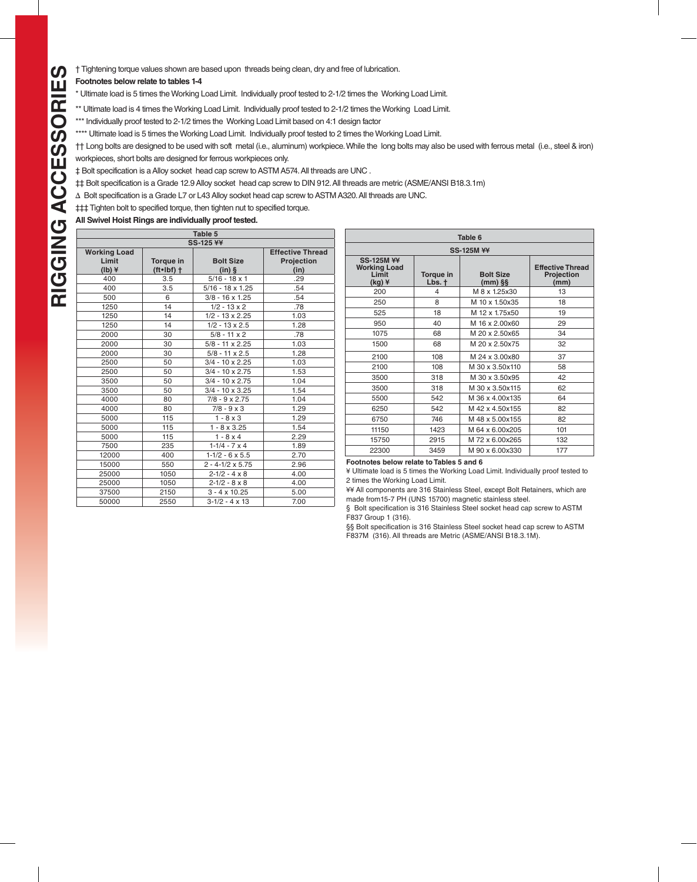# RIGGING ACCESSORIES

† Tightening torque values shown are based upon threads being clean, dry and free of lubrication.

**Footnotes below relate to tables 1-4**

* Ultimate load is 5 times the Working Load Limit. Individually proof tested to 2-1/2 times the Working Load Limit.

** Ultimate load is 4 times the Working Load Limit. Individually proof tested to 2-1/2 times the Working Load Limit.

*** Individually proof tested to 2-1/2 times the Working Load Limit based on 4:1 design factor

**** Ultimate load is 5 times the Working Load Limit. Individually proof tested to 2 times the Working Load Limit.

†† Long bolts are designed to be used with soft metal (i.e., aluminum) workpiece. While the long bolts may also be used with ferrous metal (i.e., steel & iron) workpieces, short bolts are designed for ferrous workpieces only.

‡ Bolt specification is a Alloy socket head cap screw to ASTM A574. All threads are UNC .

‡‡ Bolt specification is a Grade 12.9 Alloy socket head cap screw to DIN 912. All threads are metric (ASME/ANSI B18.3.1m)

∆ Bolt specification is a Grade L7 or L43 Alloy socket head cap screw to ASTM A320. All threads are UNC.

‡‡‡ Tighten bolt to specified torque, then tighten nut to specified torque.

**All Swivel Hoist Rings are individually proof tested.**

**Table 5**

**SS-125 ¥¥**

| Working Load Limit (lb) ¥ | Torque in (ft•lbf) † | Bolt Size (in) § | Effective Thread Projection (in) |
|---|---|---|---|
| 400 | 3.5 | 5/16 - 18 x 1 | .29 |
| 400 | 3.5 | 5/16 - 18 x 1.25 | .54 |
| 500 | 6 | 3/8 - 16 x 1.25 | .54 |
| 1250 | 14 | 1/2 - 13 x 2 | .78 |
| 1250 | 14 | 1/2 - 13 x 2.25 | 1.03 |
| 1250 | 14 | 1/2 - 13 x 2.5 | 1.28 |
| 2000 | 30 | 5/8 - 11 x 2 | .78 |
| 2000 | 30 | 5/8 - 11 x 2.25 | 1.03 |
| 2000 | 30 | 5/8 - 11 x 2.5 | 1.28 |
| 2500 | 50 | 3/4 - 10 x 2.25 | 1.03 |
| 2500 | 50 | 3/4 - 10 x 2.75 | 1.53 |
| 3500 | 50 | 3/4 - 10 x 2.75 | 1.04 |
| 3500 | 50 | 3/4 - 10 x 3.25 | 1.54 |
| 4000 | 80 | 7/8 - 9 x 2.75 | 1.04 |
| 4000 | 80 | 7/8 - 9 x 3 | 1.29 |
| 5000 | 115 | 1 - 8 x 3 | 1.29 |
| 5000 | 115 | 1 - 8 x 3.25 | 1.54 |
| 5000 | 115 | 1 - 8 x 4 | 2.29 |
| 7500 | 235 | 1-1/4 - 7 x 4 | 1.89 |
| 12000 | 400 | 1-1/2 - 6 x 5.5 | 2.70 |
| 15000 | 550 | 2 - 4-1/2 x 5.75 | 2.96 |
| 25000 | 1050 | 2-1/2 - 4 x 8 | 4.00 |
| 25000 | 1050 | 2-1/2 - 8 x 8 | 4.00 |
| 37500 | 2150 | 3 - 4 x 10.25 | 5.00 |
| 50000 | 2550 | 3-1/2 - 4 x 13 | 7.00 |

**Table 6**

**SS-125M ¥¥**

| SS-125M ¥¥ Working Load Limit (kg) ¥ | Torque in Lbs. † | Bolt Size (mm) §§ | Effective Thread Projection (mm) |
|---|---|---|---|
| 200 | 4 | M 8 x 1.25x30 | 13 |
| 250 | 8 | M 10 x 1.50x35 | 18 |
| 525 | 18 | M 12 x 1.75x50 | 19 |
| 950 | 40 | M 16 x 2.00x60 | 29 |
| 1075 | 68 | M 20 x 2.50x65 | 34 |
| 1500 | 68 | M 20 x 2.50x75 | 32 |
| 2100 | 108 | M 24 x 3.00x80 | 37 |
| 2100 | 108 | M 30 x 3.50x110 | 58 |
| 3500 | 318 | M 30 x 3.50x95 | 42 |
| 3500 | 318 | M 30 x 3.50x115 | 62 |
| 5500 | 542 | M 36 x 4.00x135 | 64 |
| 6250 | 542 | M 42 x 4.50x155 | 82 |
| 6750 | 746 | M 48 x 5.00x155 | 82 |
| 11150 | 1423 | M 64 x 6.00x205 | 101 |
| 15750 | 2915 | M 72 x 6.00x265 | 132 |
| 22300 | 3459 | M 90 x 6.00x330 | 177 |

**Footnotes below relate to Tables 5 and 6**

¥ Ultimate load is 5 times the Working Load Limit. Individually proof tested to 2 times the Working Load Limit.

¥¥ All components are 316 Stainless Steel, except Bolt Retainers, which are made from15-7 PH (UNS 15700) magnetic stainless steel.

§ Bolt specification is 316 Stainless Steel socket head cap screw to ASTM F837 Group 1 (316).

§§ Bolt specification is 316 Stainless Steel socket head cap screw to ASTM F837M (316). All threads are Metric (ASME/ANSI B18.3.1M).